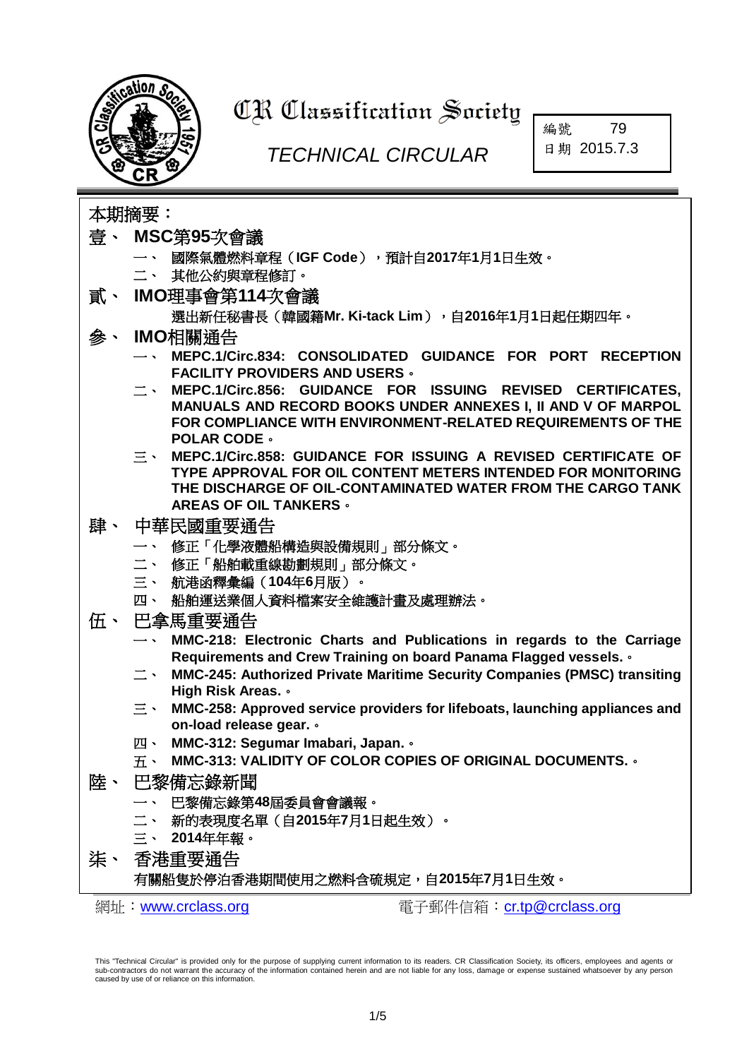# CR Classification Society

*TECHNICAL CIRCULAR*

| 編號 | 79 |
|---|---|
| 日期 | 2015.7.3 |

## 本期摘要：

### 壹、 MSC第95次會議

一、 國際氣體燃料章程（IGF Code），預計自2017年1月1日生效。

二、 其他公約與章程修訂。

### 貳、 IMO理事會第114次會議

選出新任秘書長（韓國籍Mr. Ki-tack Lim），自2016年1月1日起任期四年。

### 參、 IMO相關通告

一、 **MEPC.1/Circ.834: CONSOLIDATED GUIDANCE FOR PORT RECEPTION FACILITY PROVIDERS AND USERS。**

二、 **MEPC.1/Circ.856: GUIDANCE FOR ISSUING REVISED CERTIFICATES, MANUALS AND RECORD BOOKS UNDER ANNEXES I, II AND V OF MARPOL FOR COMPLIANCE WITH ENVIRONMENT-RELATED REQUIREMENTS OF THE POLAR CODE。**

三、 **MEPC.1/Circ.858: GUIDANCE FOR ISSUING A REVISED CERTIFICATE OF TYPE APPROVAL FOR OIL CONTENT METERS INTENDED FOR MONITORING THE DISCHARGE OF OIL-CONTAMINATED WATER FROM THE CARGO TANK AREAS OF OIL TANKERS。**

### 肆、 中華民國重要通告

一、 修正「化學液體船構造與設備規則」部分條文。

二、 修正「船舶載重線勘劃規則」部分條文。

三、 航港函釋彙編（104年6月版）。

四、 船舶運送業個人資料檔案安全維護計畫及處理辦法。

### 伍、 巴拿馬重要通告

一、 **MMC-218: Electronic Charts and Publications in regards to the Carriage Requirements and Crew Training on board Panama Flagged vessels.。**

二、 **MMC-245: Authorized Private Maritime Security Companies (PMSC) transiting High Risk Areas.。**

三、 **MMC-258: Approved service providers for lifeboats, launching appliances and on-load release gear.。**

四、 **MMC-312: Segumar Imabari, Japan.。**

五、 **MMC-313: VALIDITY OF COLOR COPIES OF ORIGINAL DOCUMENTS.。**

### 陸、 巴黎備忘錄新聞

一、 巴黎備忘錄第48屆委員會會議報。

二、 新的表現度名單（自2015年7月1日起生效）。

三、 2014年年報。

### 柒、 香港重要通告

有關船隻於停泊香港期間使用之燃料含硫規定，自2015年7月1日生效。

網址：www.crclass.org　　　　電子郵件信箱：cr.tp@crclass.org

This "Technical Circular" is provided only for the purpose of supplying current information to its readers. CR Classification Society, its officers, employees and agents or sub-contractors do not warrant the accuracy of the information contained herein and are not liable for any loss, damage or expense sustained whatsoever by any person caused by use of or reliance on this information.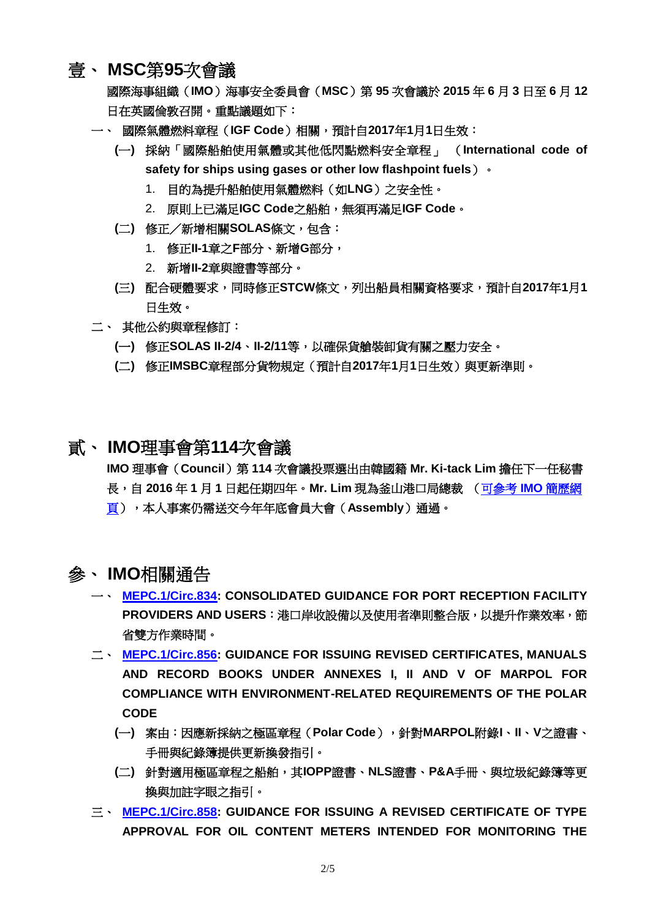# 壹、 MSC第95次會議

國際海事組織（IMO）海事安全委員會（MSC）第 95 次會議於 2015 年 6 月 3 日至 6 月 12 日在英國倫敦召開。重點議題如下：

一、 國際氣體燃料章程（IGF Code）相關，預計自2017年1月1日生效：

(一) 採納「國際船舶使用氣體或其他低閃點燃料安全章程」 （International code of safety for ships using gases or other low flashpoint fuels）。

1. 目的為提升船舶使用氣體燃料（如LNG）之安全性。
2. 原則上已滿足IGC Code之船舶，無須再滿足IGF Code。

(二) 修正／新增相關SOLAS條文，包含：

1. 修正II-1章之F部分、新增G部分，
2. 新增II-2章與證書等部分。

(三) 配合硬體要求，同時修正STCW條文，列出船員相關資格要求，預計自2017年1月1日生效。

二、 其他公約與章程修訂：

(一) 修正SOLAS II-2/4、II-2/11等，以確保貨艙裝卸貨有關之壓力安全。

(二) 修正IMSBC章程部分貨物規定（預計自2017年1月1日生效）與更新準則。

# 貳、 IMO理事會第114次會議

IMO 理事會（Council）第 114 次會議投票選出由韓國籍 Mr. Ki-tack Lim 擔任下一任秘書長，自 2016 年 1 月 1 日起任期四年。Mr. Lim 現為釜山港口局總裁 （可參考 IMO 簡歷網頁），本人事案仍需送交今年年底會員大會（Assembly）通過。

# 參、 IMO相關通告

一、 **MEPC.1/Circ.834: CONSOLIDATED GUIDANCE FOR PORT RECEPTION FACILITY PROVIDERS AND USERS**：港口岸收設備以及使用者準則整合版，以提升作業效率，節省雙方作業時間。

二、 **MEPC.1/Circ.856: GUIDANCE FOR ISSUING REVISED CERTIFICATES, MANUALS AND RECORD BOOKS UNDER ANNEXES I, II AND V OF MARPOL FOR COMPLIANCE WITH ENVIRONMENT-RELATED REQUIREMENTS OF THE POLAR CODE**

(一) 案由：因應新採納之極區章程（Polar Code），針對MARPOL附錄I、II、V之證書、手冊與紀錄簿提供更新換發指引。

(二) 針對適用極區章程之船舶，其IOPP證書、NLS證書、P&A手冊、與垃圾紀錄簿等更換與加註字眼之指引。

三、 **MEPC.1/Circ.858: GUIDANCE FOR ISSUING A REVISED CERTIFICATE OF TYPE APPROVAL FOR OIL CONTENT METERS INTENDED FOR MONITORING THE**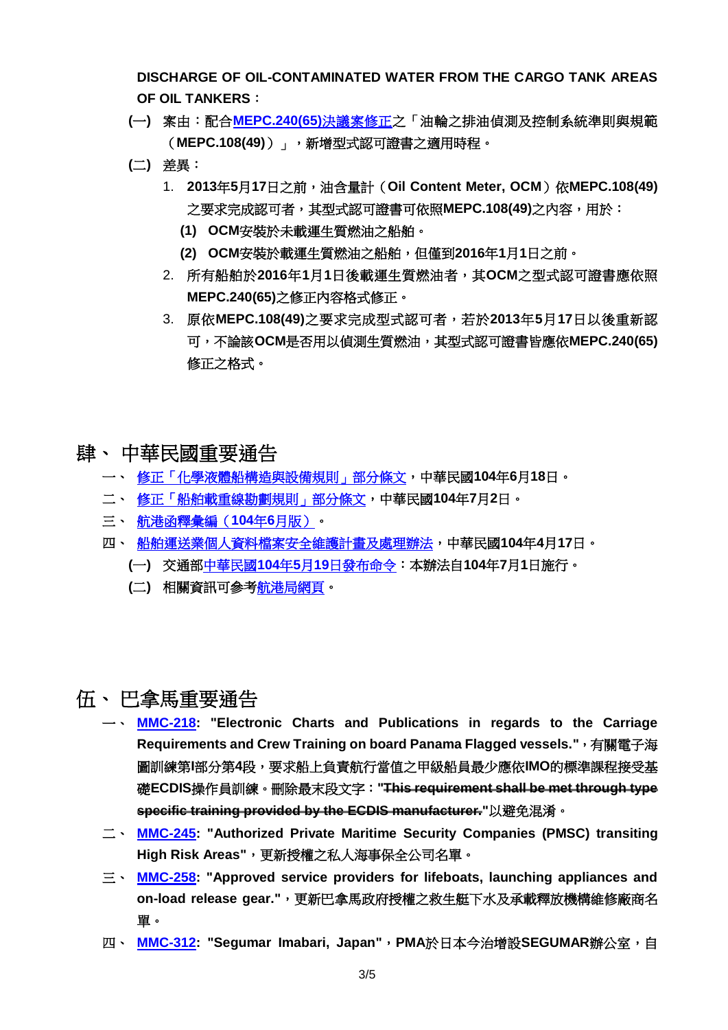**DISCHARGE OF OIL-CONTAMINATED WATER FROM THE CARGO TANK AREAS OF OIL TANKERS：**

(一) 案由：配合**MEPC.240(65)決議案修正**之「油輪之排油偵測及控制系統準則與規範（**MEPC.108(49)**）」，新增型式認可證書之適用時程。

(二) 差異：

1. **2013年5月17日之前，油含量計（Oil Content Meter, OCM）依MEPC.108(49)之要求完成認可者，其型式認可證書可依照MEPC.108(49)之內容，用於：**
   - **(1) OCM安裝於未載運生質燃油之船舶。**
   - **(2) OCM安裝於載運生質燃油之船舶，但僅到2016年1月1日之前。**
2. 所有船舶於**2016年1月1日後載運生質燃油者，其OCM之型式認可證書應依照MEPC.240(65)之修正內容格式修正。**
3. 原依**MEPC.108(49)之要求完成型式認可者，若於2013年5月17日以後重新認可，不論該OCM是否用以偵測生質燃油，其型式認可證書皆應依MEPC.240(65)修正之格式。**

# 肆、 中華民國重要通告

一、 修正「化學液體船構造與設備規則」部分條文，**中華民國104年6月18日。**

二、 修正「船舶載重線勘劃規則」部分條文，**中華民國104年7月2日。**

三、 航港函釋彙編（**104年6月版**）。

四、 船舶運送業個人資料檔案安全維護計畫及處理辦法，**中華民國104年4月17日。**

(一) 交通部**中華民國104年5月19日發布命令**：本辦法自**104年7月1日施行。**

(二) 相關資訊可參考航港局網頁。

# 伍、 巴拿馬重要通告

一、 **MMC-218: "Electronic Charts and Publications in regards to the Carriage Requirements and Crew Training on board Panama Flagged vessels."，有關電子海圖訓練第I部分第4段，要求船上負責航行當值之甲級船員最少應依IMO的標準課程接受基礎ECDIS操作員訓練。刪除最末段文字："~~This requirement shall be met through type specific training provided by the ECDIS manufacturer.~~"以避免混淆。**

二、 **MMC-245: "Authorized Private Maritime Security Companies (PMSC) transiting High Risk Areas"，更新授權之私人海事保全公司名單。**

三、 **MMC-258: "Approved service providers for lifeboats, launching appliances and on-load release gear."，更新巴拿馬政府授權之救生艇下水及承載釋放機構維修廠商名單。**

四、 **MMC-312: "Segumar Imabari, Japan"，PMA於日本今治增設SEGUMAR辦公室，自**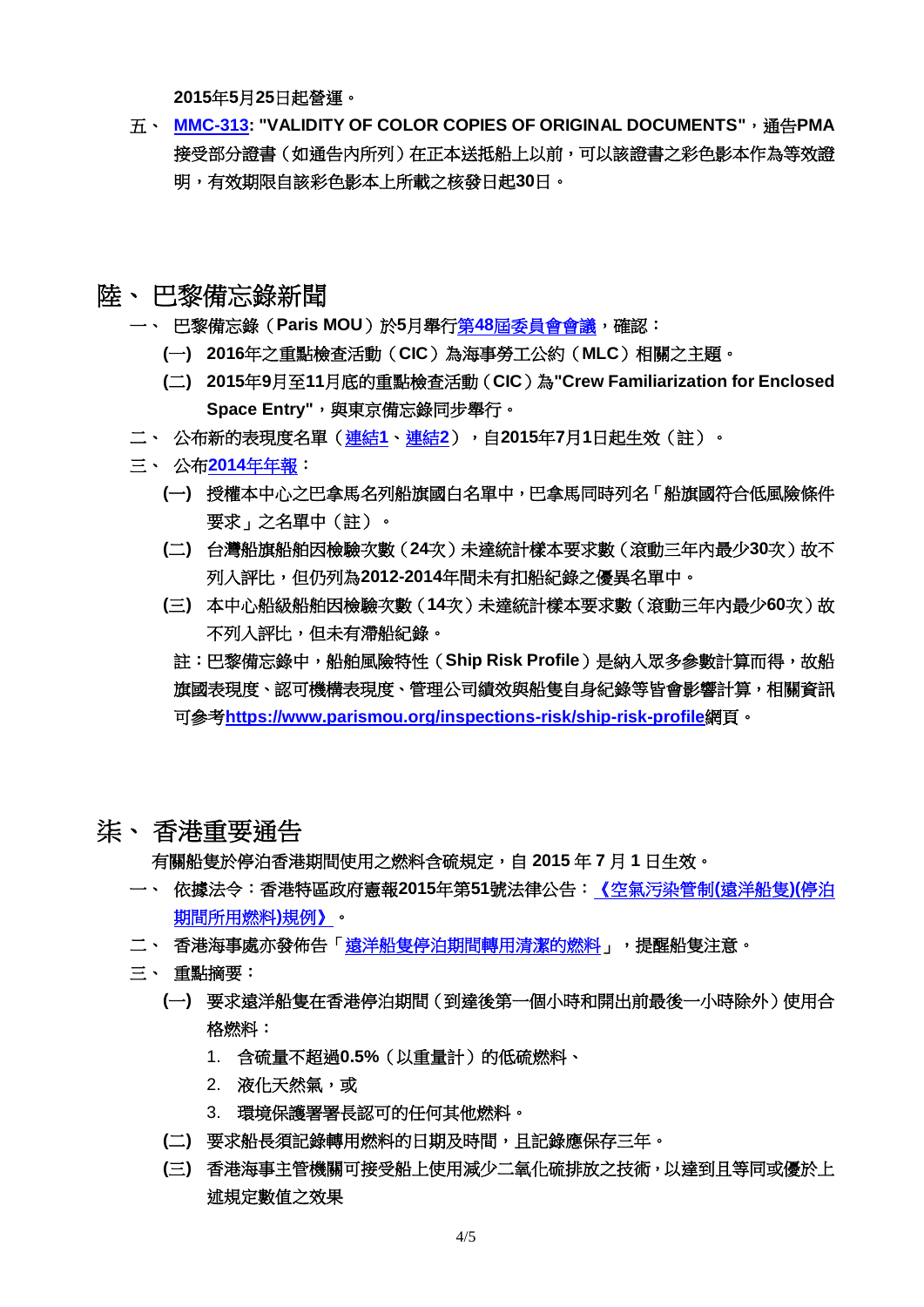**2015年5月25日起營運。**

五、 **MMC-313: "VALIDITY OF COLOR COPIES OF ORIGINAL DOCUMENTS"**，通告**PMA**接受部分證書（如通告內所列）在正本送抵船上以前，可以該證書之彩色影本作為等效證明，有效期限自該彩色影本上所載之核發日起**30**日。

# 陸、 巴黎備忘錄新聞

一、 巴黎備忘錄（**Paris MOU**）於**5**月舉行**第48屆委員會會議**，確認：

**(一) 2016**年之重點檢查活動（**CIC**）為海事勞工公約（**MLC**）相關之主題。

**(二) 2015**年**9**月至**11**月底的重點檢查活動（**CIC**）為**"Crew Familiarization for Enclosed Space Entry"**，與東京備忘錄同步舉行。

二、 公布新的表現度名單（**連結1**、**連結2**），自**2015**年**7**月**1**日起生效（註）。

三、 公布**2014年年報**：

**(一)** 授權本中心之巴拿馬名列船旗國白名單中，巴拿馬同時列名「船旗國符合低風險條件要求」之名單中（註）。

**(二)** 台灣船旗船舶因檢驗次數（**24**次）未達統計樣本要求數（滾動三年內最少**30**次）故不列入評比，但仍列為**2012-2014**年間未有扣船紀錄之優異名單中。

**(三)** 本中心船級船舶因檢驗次數（**14**次）未達統計樣本要求數（滾動三年內最少**60**次）故不列入評比，但未有滯船紀錄。

註：巴黎備忘錄中，船舶風險特性（**Ship Risk Profile**）是納入眾多參數計算而得，故船旗國表現度、認可機構表現度、管理公司績效與船隻自身紀錄等皆會影響計算，相關資訊可參考**https://www.parismou.org/inspections-risk/ship-risk-profile**網頁。

# 柒、 香港重要通告

有關船隻於停泊香港期間使用之燃料含硫規定，自 **2015** 年 **7** 月 **1** 日生效。

一、 依據法令：香港特區政府憲報**2015**年第**51**號法律公告：**《空氣污染管制(遠洋船隻)(停泊期間所用燃料)規例》**。

二、 香港海事處亦發佈告「遠洋船隻停泊期間轉用清潔的燃料」，提醒船隻注意。

三、 重點摘要：

**(一)** 要求遠洋船隻在香港停泊期間（到達後第一個小時和開出前最後一小時除外）使用合格燃料：

1. 含硫量不超過**0.5%**（以重量計）的低硫燃料、
2. 液化天然氣，或
3. 環境保護署署長認可的任何其他燃料。

**(二)** 要求船長須記錄轉用燃料的日期及時間，且記錄應保存三年。

**(三)** 香港海事主管機關可接受船上使用減少二氧化硫排放之技術，以達到且等同或優於上述規定數值之效果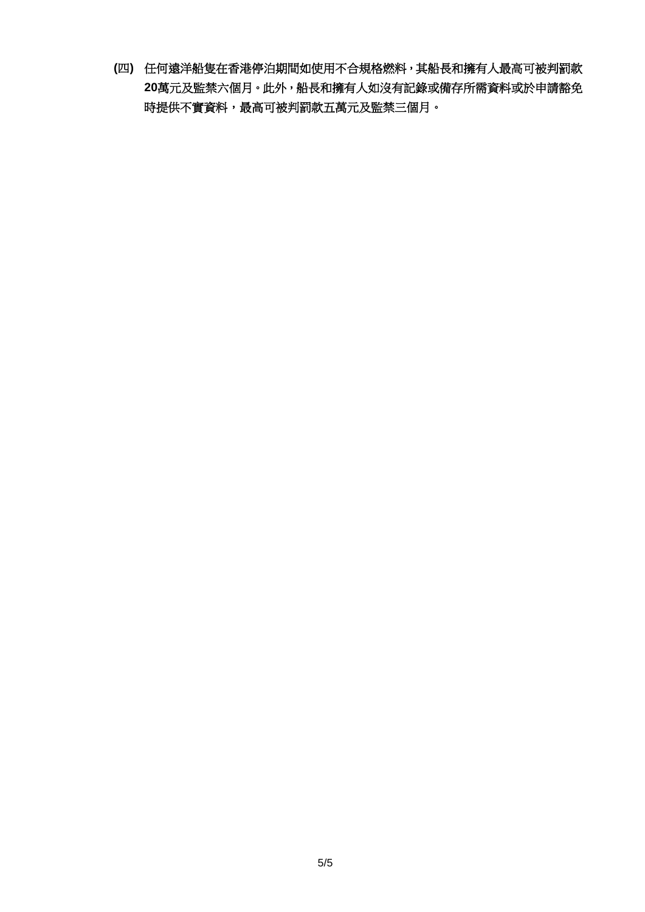(四) 任何遠洋船隻在香港停泊期間如使用不合規格燃料，其船長和擁有人最高可被判罰款20萬元及監禁六個月。此外，船長和擁有人如沒有記錄或備存所需資料或於申請豁免時提供不實資料，最高可被判罰款五萬元及監禁三個月。